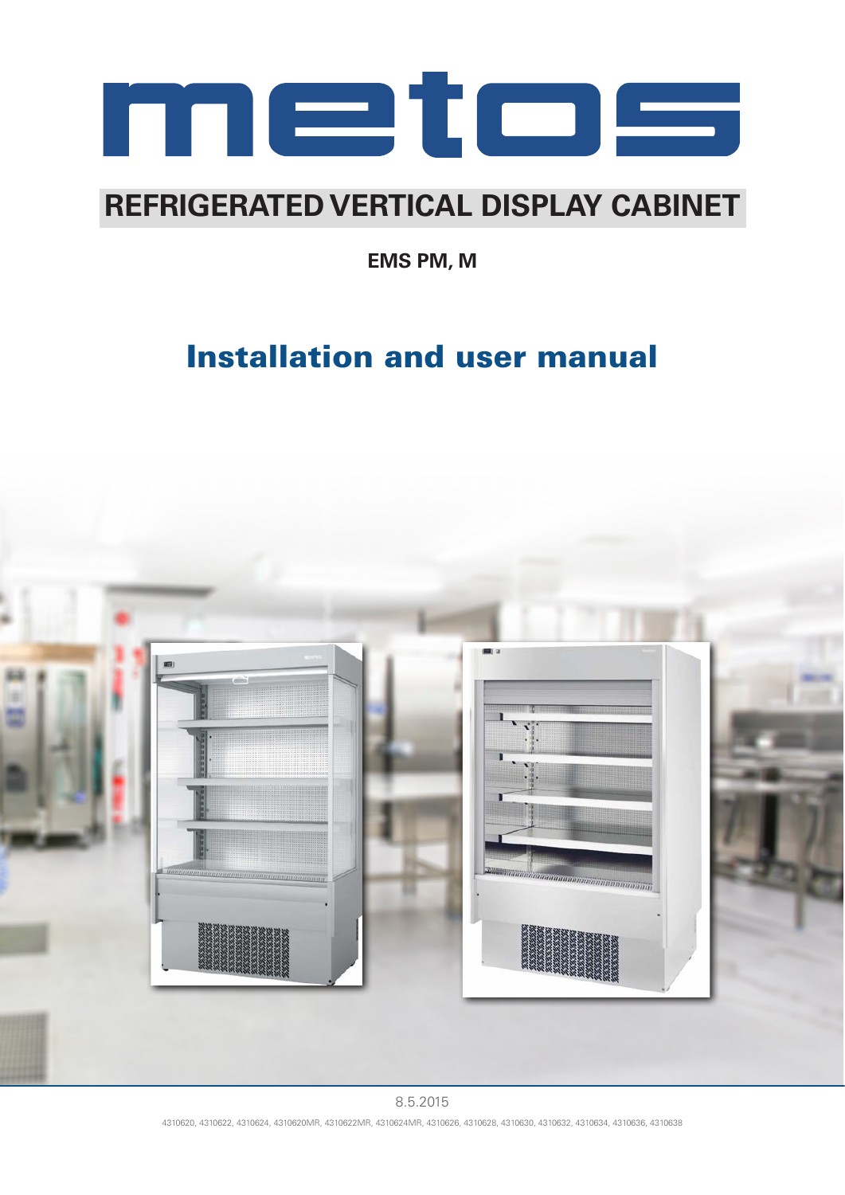# metos

## REFRIGERATED VERTICAL DISPLAY CABINET

**EMS PM, M**

# Installation and user manual

8.5.2015

4310620, 4310622, 4310624, 4310620MR, 4310622MR, 4310624MR, 4310626, 4310628, 4310630, 4310632, 4310634, 4310636, 4310638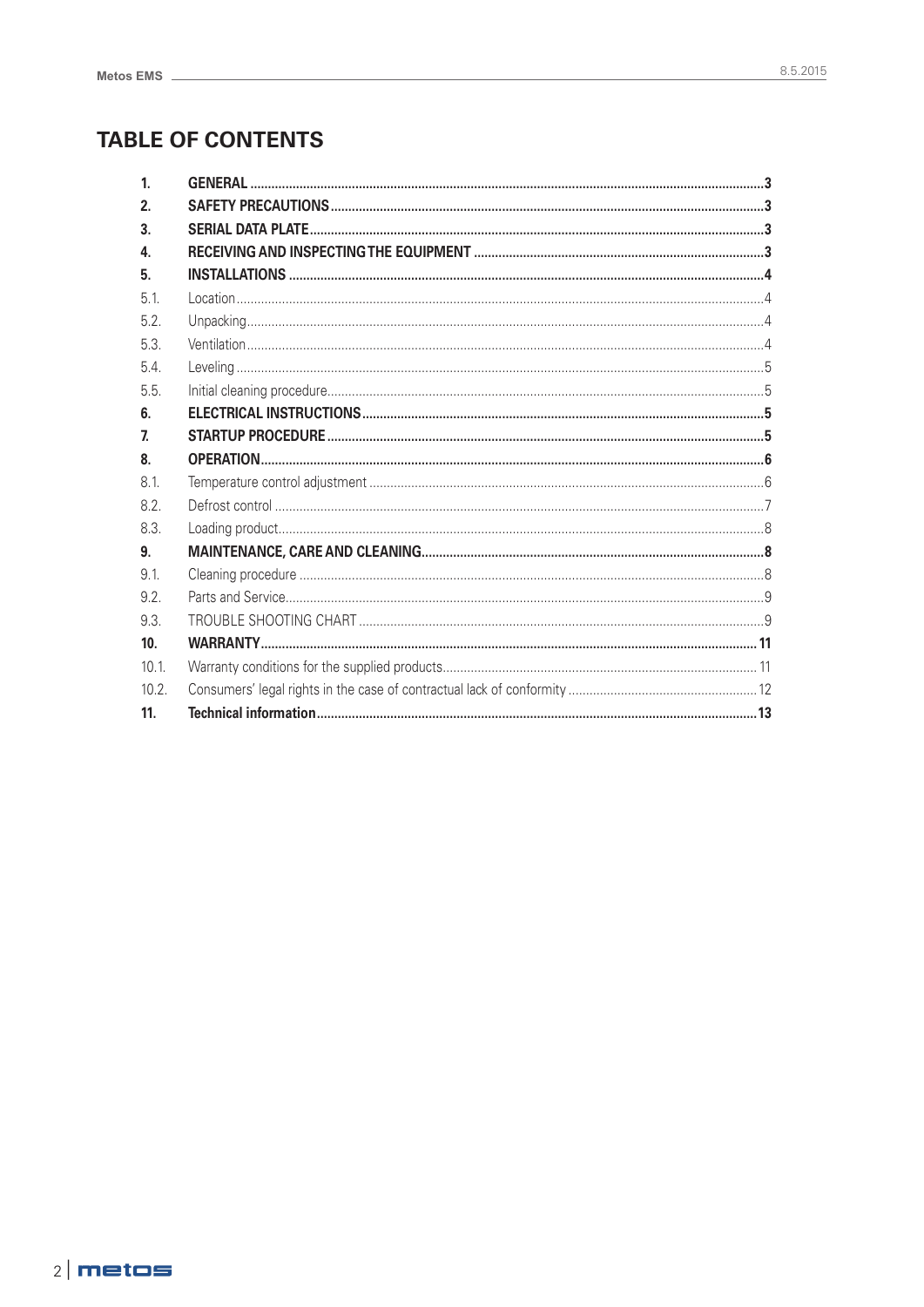# TABLE OF CONTENTS

| | | |
|---|---|---|
| **1.** | **GENERAL** | **3** |
| **2.** | **SAFETY PRECAUTIONS** | **3** |
| **3.** | **SERIAL DATA PLATE** | **3** |
| **4.** | **RECEIVING AND INSPECTING THE EQUIPMENT** | **3** |
| **5.** | **INSTALLATIONS** | **4** |
| 5.1. | Location | 4 |
| 5.2. | Unpacking | 4 |
| 5.3. | Ventilation | 4 |
| 5.4. | Leveling | 5 |
| 5.5. | Initial cleaning procedure | 5 |
| **6.** | **ELECTRICAL INSTRUCTIONS** | **5** |
| **7.** | **STARTUP PROCEDURE** | **5** |
| **8.** | **OPERATION** | **6** |
| 8.1. | Temperature control adjustment | 6 |
| 8.2. | Defrost control | 7 |
| 8.3. | Loading product | 8 |
| **9.** | **MAINTENANCE, CARE AND CLEANING** | **8** |
| 9.1. | Cleaning procedure | 8 |
| 9.2. | Parts and Service | 9 |
| 9.3. | TROUBLE SHOOTING CHART | 9 |
| **10.** | **WARRANTY** | **11** |
| 10.1. | Warranty conditions for the supplied products | 11 |
| 10.2. | Consumers' legal rights in the case of contractual lack of conformity | 12 |
| **11.** | **Technical information** | **13** |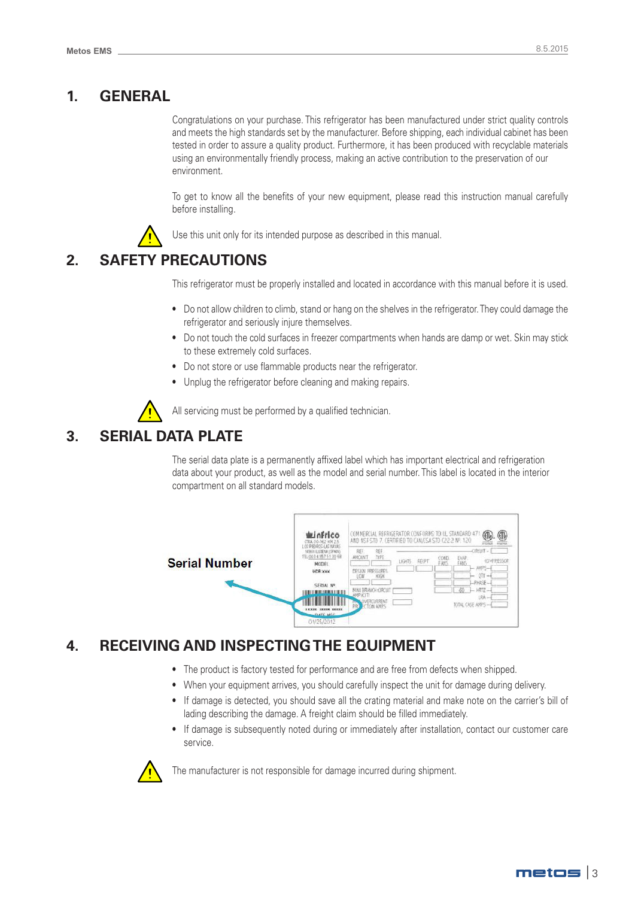# 1. GENERAL

Congratulations on your purchase. This refrigerator has been manufactured under strict quality controls and meets the high standards set by the manufacturer. Before shipping, each individual cabinet has been tested in order to assure a quality product. Furthermore, it has been produced with recyclable materials using an environmentally friendly process, making an active contribution to the preservation of our environment.

To get to know all the benefits of your new equipment, please read this instruction manual carefully before installing.

⚠ Use this unit only for its intended purpose as described in this manual.

# 2. SAFETY PRECAUTIONS

This refrigerator must be properly installed and located in accordance with this manual before it is used.

- Do not allow children to climb, stand or hang on the shelves in the refrigerator. They could damage the refrigerator and seriously injure themselves.
- Do not touch the cold surfaces in freezer compartments when hands are damp or wet. Skin may stick to these extremely cold surfaces.
- Do not store or use flammable products near the refrigerator.
- Unplug the refrigerator before cleaning and making repairs.

⚠ All servicing must be performed by a qualified technician.

# 3. SERIAL DATA PLATE

The serial data plate is a permanently affixed label which has important electrical and refrigeration data about your product, as well as the model and serial number. This label is located in the interior compartment on all standard models.

Serial Number

# 4. RECEIVING AND INSPECTING THE EQUIPMENT

- The product is factory tested for performance and are free from defects when shipped.
- When your equipment arrives, you should carefully inspect the unit for damage during delivery.
- If damage is detected, you should save all the crating material and make note on the carrier's bill of lading describing the damage. A freight claim should be filled immediately.
- If damage is subsequently noted during or immediately after installation, contact our customer care service.

⚠ The manufacturer is not responsible for damage incurred during shipment.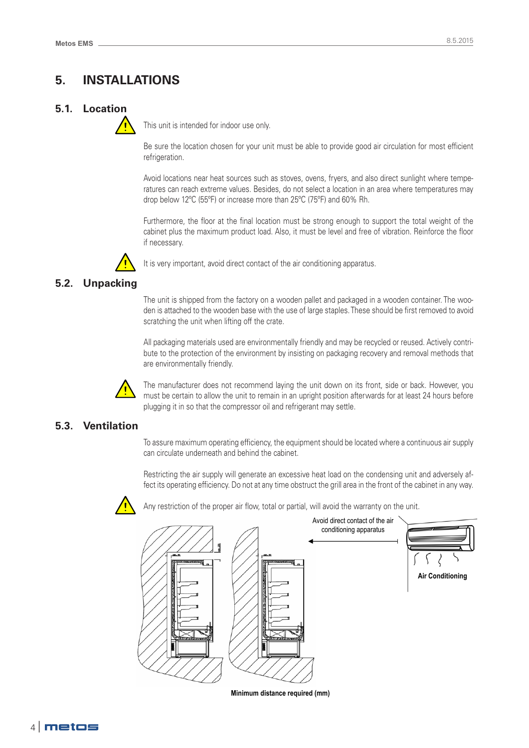# 5. INSTALLATIONS

## 5.1. Location

This unit is intended for indoor use only.

Be sure the location chosen for your unit must be able to provide good air circulation for most efficient refrigeration.

Avoid locations near heat sources such as stoves, ovens, fryers, and also direct sunlight where temperatures can reach extreme values. Besides, do not select a location in an area where temperatures may drop below 12ºC (55ºF) or increase more than 25ºC (75ºF) and 60% Rh.

Furthermore, the floor at the final location must be strong enough to support the total weight of the cabinet plus the maximum product load. Also, it must be level and free of vibration. Reinforce the floor if necessary.

It is very important, avoid direct contact of the air conditioning apparatus.

## 5.2. Unpacking

The unit is shipped from the factory on a wooden pallet and packaged in a wooden container. The wooden is attached to the wooden base with the use of large staples. These should be first removed to avoid scratching the unit when lifting off the crate.

All packaging materials used are environmentally friendly and may be recycled or reused. Actively contribute to the protection of the environment by insisting on packaging recovery and removal methods that are environmentally friendly.

The manufacturer does not recommend laying the unit down on its front, side or back. However, you must be certain to allow the unit to remain in an upright position afterwards for at least 24 hours before plugging it in so that the compressor oil and refrigerant may settle.

## 5.3. Ventilation

To assure maximum operating efficiency, the equipment should be located where a continuous air supply can circulate underneath and behind the cabinet.

Restricting the air supply will generate an excessive heat load on the condensing unit and adversely affect its operating efficiency. Do not at any time obstruct the grill area in the front of the cabinet in any way.

Any restriction of the proper air flow, total or partial, will avoid the warranty on the unit.

Avoid direct contact of the air conditioning apparatus

Air Conditioning

Minimum distance required (mm)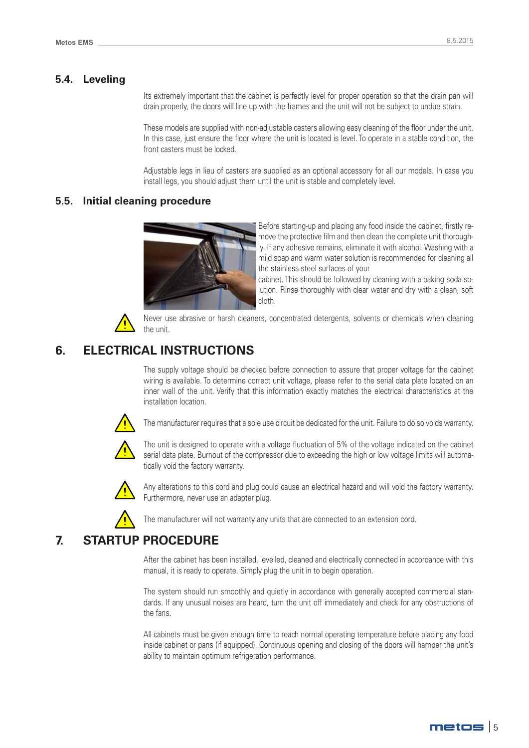## 5.4. Leveling

Its extremely important that the cabinet is perfectly level for proper operation so that the drain pan will drain properly, the doors will line up with the frames and the unit will not be subject to undue strain.

These models are supplied with non-adjustable casters allowing easy cleaning of the floor under the unit. In this case, just ensure the floor where the unit is located is level. To operate in a stable condition, the front casters must be locked.

Adjustable legs in lieu of casters are supplied as an optional accessory for all our models. In case you install legs, you should adjust them until the unit is stable and completely level.

## 5.5. Initial cleaning procedure

Before starting-up and placing any food inside the cabinet, firstly remove the protective film and then clean the complete unit thoroughly. If any adhesive remains, eliminate it with alcohol. Washing with a mild soap and warm water solution is recommended for cleaning all the stainless steel surfaces of your cabinet. This should be followed by cleaning with a baking soda solution. Rinse thoroughly with clear water and dry with a clean, soft cloth.

⚠ Never use abrasive or harsh cleaners, concentrated detergents, solvents or chemicals when cleaning the unit.

# 6. ELECTRICAL INSTRUCTIONS

The supply voltage should be checked before connection to assure that proper voltage for the cabinet wiring is available. To determine correct unit voltage, please refer to the serial data plate located on an inner wall of the unit. Verify that this information exactly matches the electrical characteristics at the installation location.

⚠ The manufacturer requires that a sole use circuit be dedicated for the unit. Failure to do so voids warranty.

⚠ The unit is designed to operate with a voltage fluctuation of 5% of the voltage indicated on the cabinet serial data plate. Burnout of the compressor due to exceeding the high or low voltage limits will automatically void the factory warranty.

⚠ Any alterations to this cord and plug could cause an electrical hazard and will void the factory warranty. Furthermore, never use an adapter plug.

⚠ The manufacturer will not warranty any units that are connected to an extension cord.

# 7. STARTUP PROCEDURE

After the cabinet has been installed, levelled, cleaned and electrically connected in accordance with this manual, it is ready to operate. Simply plug the unit in to begin operation.

The system should run smoothly and quietly in accordance with generally accepted commercial standards. If any unusual noises are heard, turn the unit off immediately and check for any obstructions of the fans.

All cabinets must be given enough time to reach normal operating temperature before placing any food inside cabinet or pans (if equipped). Continuous opening and closing of the doors will hamper the unit's ability to maintain optimum refrigeration performance.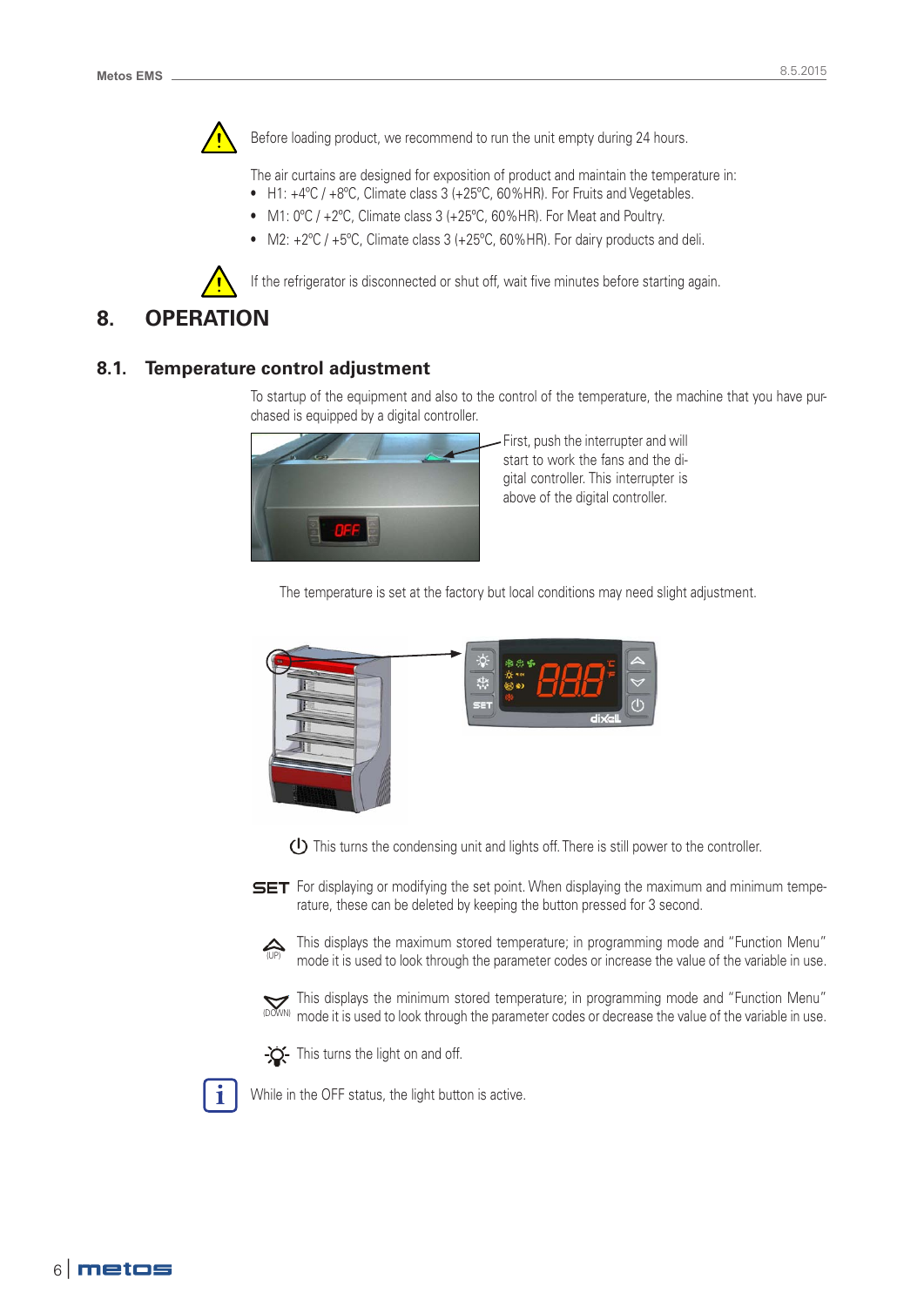Before loading product, we recommend to run the unit empty during 24 hours.

The air curtains are designed for exposition of product and maintain the temperature in:

- H1: +4ºC / +8ºC, Climate class 3 (+25ºC, 60%HR). For Fruits and Vegetables.
- M1: 0ºC / +2ºC, Climate class 3 (+25ºC, 60%HR). For Meat and Poultry.
- M2: +2ºC / +5ºC, Climate class 3 (+25ºC, 60%HR). For dairy products and deli.

If the refrigerator is disconnected or shut off, wait five minutes before starting again.

# 8. OPERATION

## 8.1. Temperature control adjustment

To startup of the equipment and also to the control of the temperature, the machine that you have purchased is equipped by a digital controller.

First, push the interrupter and will start to work the fans and the digital controller. This interrupter is above of the digital controller.

The temperature is set at the factory but local conditions may need slight adjustment.

This turns the condensing unit and lights off. There is still power to the controller.

**SET** For displaying or modifying the set point. When displaying the maximum and minimum temperature, these can be deleted by keeping the button pressed for 3 second.

(UP) This displays the maximum stored temperature; in programming mode and "Function Menu" mode it is used to look through the parameter codes or increase the value of the variable in use.

(DOWN) This displays the minimum stored temperature; in programming mode and "Function Menu" mode it is used to look through the parameter codes or decrease the value of the variable in use.

This turns the light on and off.

While in the OFF status, the light button is active.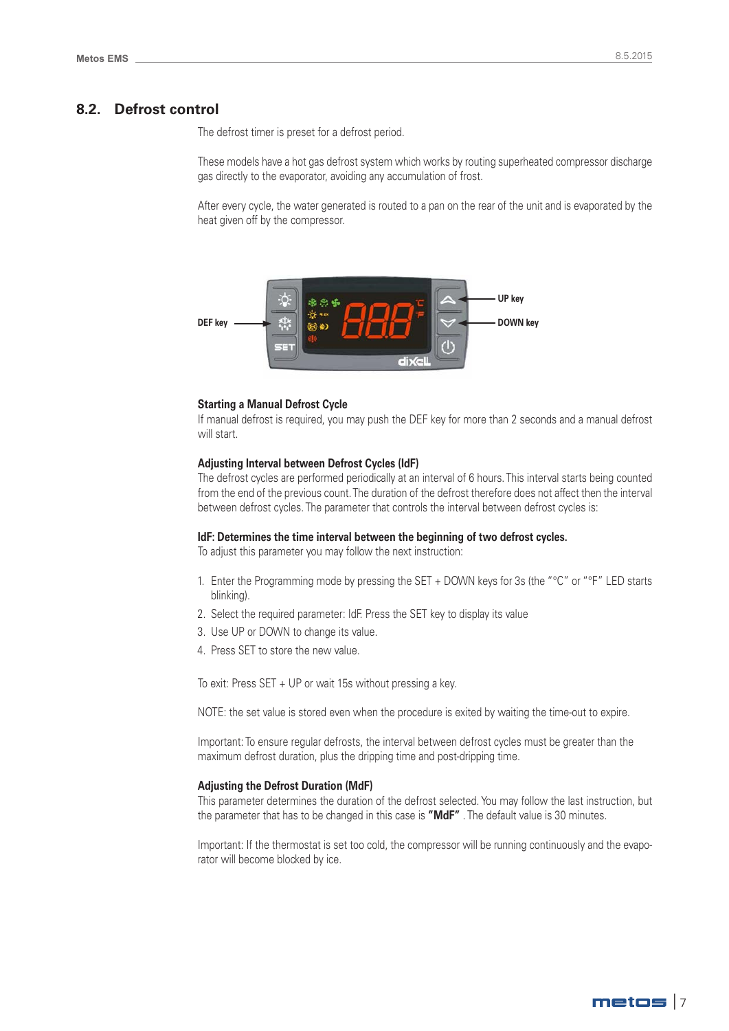## 8.2. Defrost control

The defrost timer is preset for a defrost period.

These models have a hot gas defrost system which works by routing superheated compressor discharge gas directly to the evaporator, avoiding any accumulation of frost.

After every cycle, the water generated is routed to a pan on the rear of the unit and is evaporated by the heat given off by the compressor.

DEF key

UP key

DOWN key

### Starting a Manual Defrost Cycle

If manual defrost is required, you may push the DEF key for more than 2 seconds and a manual defrost will start.

### Adjusting Interval between Defrost Cycles (IdF)

The defrost cycles are performed periodically at an interval of 6 hours. This interval starts being counted from the end of the previous count. The duration of the defrost therefore does not affect then the interval between defrost cycles. The parameter that controls the interval between defrost cycles is:

### IdF: Determines the time interval between the beginning of two defrost cycles.

To adjust this parameter you may follow the next instruction:

1. Enter the Programming mode by pressing the SET + DOWN keys for 3s (the "°C" or "°F" LED starts blinking).
2. Select the required parameter: IdF. Press the SET key to display its value
3. Use UP or DOWN to change its value.
4. Press SET to store the new value.

To exit: Press SET + UP or wait 15s without pressing a key.

NOTE: the set value is stored even when the procedure is exited by waiting the time-out to expire.

Important: To ensure regular defrosts, the interval between defrost cycles must be greater than the maximum defrost duration, plus the dripping time and post-dripping time.

### Adjusting the Defrost Duration (MdF)

This parameter determines the duration of the defrost selected. You may follow the last instruction, but the parameter that has to be changed in this case is **"MdF"** . The default value is 30 minutes.

Important: If the thermostat is set too cold, the compressor will be running continuously and the evaporator will become blocked by ice.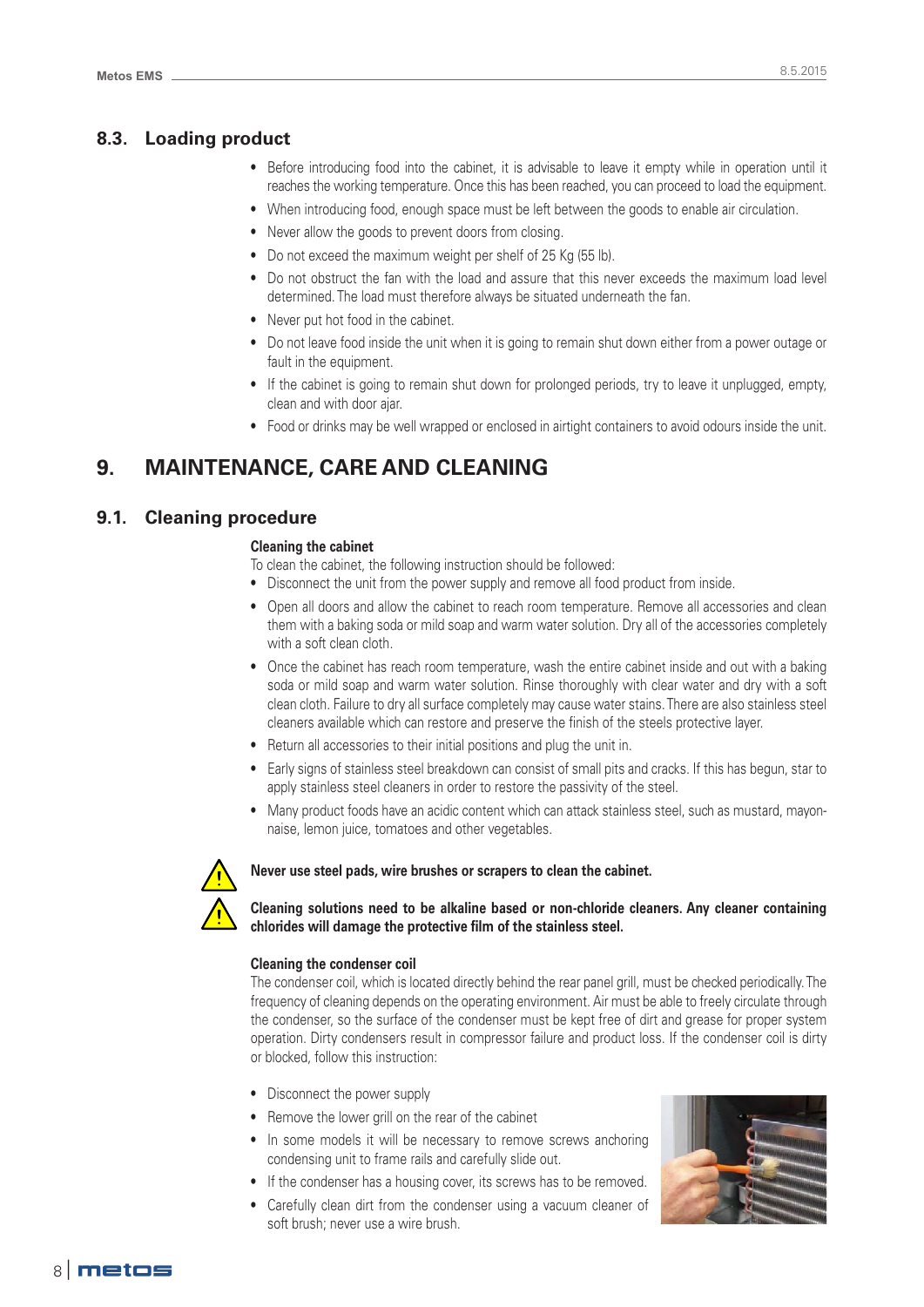## 8.3. Loading product

- Before introducing food into the cabinet, it is advisable to leave it empty while in operation until it reaches the working temperature. Once this has been reached, you can proceed to load the equipment.
- When introducing food, enough space must be left between the goods to enable air circulation.
- Never allow the goods to prevent doors from closing.
- Do not exceed the maximum weight per shelf of 25 Kg (55 lb).
- Do not obstruct the fan with the load and assure that this never exceeds the maximum load level determined. The load must therefore always be situated underneath the fan.
- Never put hot food in the cabinet.
- Do not leave food inside the unit when it is going to remain shut down either from a power outage or fault in the equipment.
- If the cabinet is going to remain shut down for prolonged periods, try to leave it unplugged, empty, clean and with door ajar.
- Food or drinks may be well wrapped or enclosed in airtight containers to avoid odours inside the unit.

# 9. MAINTENANCE, CARE AND CLEANING

## 9.1. Cleaning procedure

**Cleaning the cabinet**

To clean the cabinet, the following instruction should be followed:

- Disconnect the unit from the power supply and remove all food product from inside.
- Open all doors and allow the cabinet to reach room temperature. Remove all accessories and clean them with a baking soda or mild soap and warm water solution. Dry all of the accessories completely with a soft clean cloth.
- Once the cabinet has reach room temperature, wash the entire cabinet inside and out with a baking soda or mild soap and warm water solution. Rinse thoroughly with clear water and dry with a soft clean cloth. Failure to dry all surface completely may cause water stains. There are also stainless steel cleaners available which can restore and preserve the finish of the steels protective layer.
- Return all accessories to their initial positions and plug the unit in.
- Early signs of stainless steel breakdown can consist of small pits and cracks. If this has begun, star to apply stainless steel cleaners in order to restore the passivity of the steel.
- Many product foods have an acidic content which can attack stainless steel, such as mustard, mayonnaise, lemon juice, tomatoes and other vegetables.

**Never use steel pads, wire brushes or scrapers to clean the cabinet.**

**Cleaning solutions need to be alkaline based or non-chloride cleaners. Any cleaner containing chlorides will damage the protective film of the stainless steel.**

**Cleaning the condenser coil**

The condenser coil, which is located directly behind the rear panel grill, must be checked periodically. The frequency of cleaning depends on the operating environment. Air must be able to freely circulate through the condenser, so the surface of the condenser must be kept free of dirt and grease for proper system operation. Dirty condensers result in compressor failure and product loss. If the condenser coil is dirty or blocked, follow this instruction:

- Disconnect the power supply
- Remove the lower grill on the rear of the cabinet
- In some models it will be necessary to remove screws anchoring condensing unit to frame rails and carefully slide out.
- If the condenser has a housing cover, its screws has to be removed.
- Carefully clean dirt from the condenser using a vacuum cleaner of soft brush; never use a wire brush.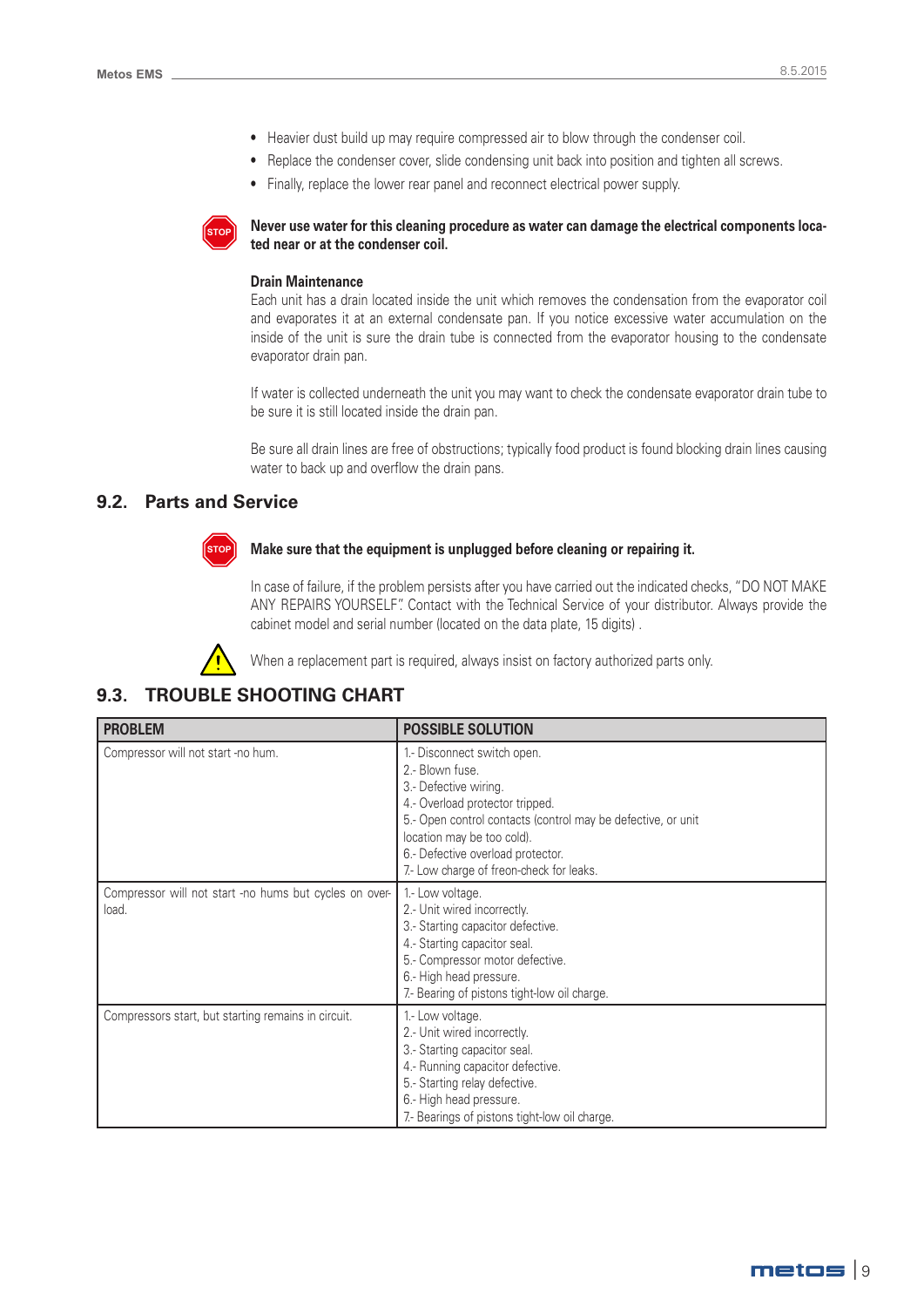- Heavier dust build up may require compressed air to blow through the condenser coil.
- Replace the condenser cover, slide condensing unit back into position and tighten all screws.
- Finally, replace the lower rear panel and reconnect electrical power supply.

**Never use water for this cleaning procedure as water can damage the electrical components located near or at the condenser coil.**

**Drain Maintenance**

Each unit has a drain located inside the unit which removes the condensation from the evaporator coil and evaporates it at an external condensate pan. If you notice excessive water accumulation on the inside of the unit is sure the drain tube is connected from the evaporator housing to the condensate evaporator drain pan.

If water is collected underneath the unit you may want to check the condensate evaporator drain tube to be sure it is still located inside the drain pan.

Be sure all drain lines are free of obstructions; typically food product is found blocking drain lines causing water to back up and overflow the drain pans.

## 9.2. Parts and Service

**Make sure that the equipment is unplugged before cleaning or repairing it.**

In case of failure, if the problem persists after you have carried out the indicated checks, "DO NOT MAKE ANY REPAIRS YOURSELF". Contact with the Technical Service of your distributor. Always provide the cabinet model and serial number (located on the data plate, 15 digits) .

When a replacement part is required, always insist on factory authorized parts only.

## 9.3. TROUBLE SHOOTING CHART

| PROBLEM | POSSIBLE SOLUTION |
|---|---|
| Compressor will not start -no hum. | 1.- Disconnect switch open.<br>2.- Blown fuse.<br>3.- Defective wiring.<br>4.- Overload protector tripped.<br>5.- Open control contacts (control may be defective, or unit location may be too cold).<br>6.- Defective overload protector.<br>7.- Low charge of freon-check for leaks. |
| Compressor will not start -no hums but cycles on overload. | 1.- Low voltage.<br>2.- Unit wired incorrectly.<br>3.- Starting capacitor defective.<br>4.- Starting capacitor seal.<br>5.- Compressor motor defective.<br>6.- High head pressure.<br>7.- Bearing of pistons tight-low oil charge. |
| Compressors start, but starting remains in circuit. | 1.- Low voltage.<br>2.- Unit wired incorrectly.<br>3.- Starting capacitor seal.<br>4.- Running capacitor defective.<br>5.- Starting relay defective.<br>6.- High head pressure.<br>7.- Bearings of pistons tight-low oil charge. |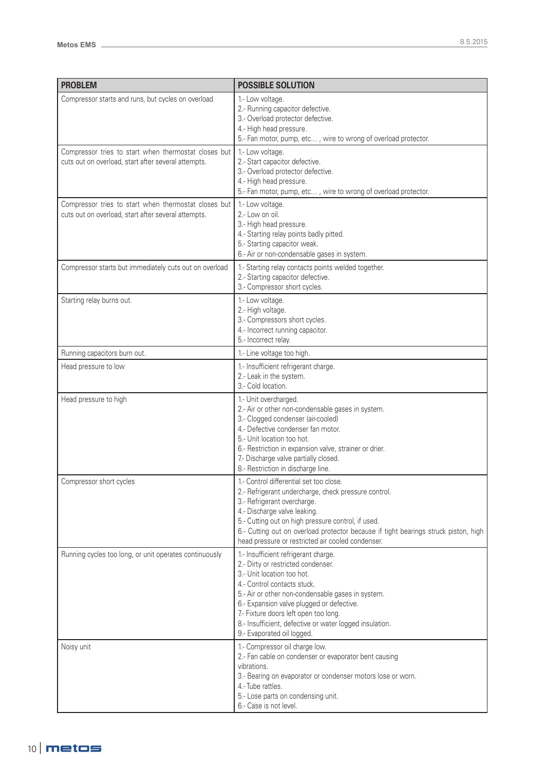| PROBLEM | POSSIBLE SOLUTION |
|---|---|
| Compressor starts and runs, but cycles on overload | 1.- Low voltage.<br>2.- Running capacitor defective.<br>3.- Overload protector defective.<br>4.- High head pressure.<br>5.- Fan motor, pump, etc… , wire to wrong of overload protector. |
| Compressor tries to start when thermostat closes but cuts out on overload, start after several attempts. | 1.- Low voltage.<br>2.- Start capacitor defective.<br>3.- Overload protector defective.<br>4.- High head pressure.<br>5.- Fan motor, pump, etc… , wire to wrong of overload protector. |
| Compressor tries to start when thermostat closes but cuts out on overload, start after several attempts. | 1.- Low voltage.<br>2.- Low on oil.<br>3.- High head pressure.<br>4.- Starting relay points badly pitted.<br>5.- Starting capacitor weak.<br>6.- Air or non-condensable gases in system. |
| Compressor starts but immediately cuts out on overload | 1.- Starting relay contacts points welded together.<br>2.- Starting capacitor defective.<br>3.- Compressor short cycles. |
| Starting relay burns out. | 1.- Low voltage.<br>2.- High voltage.<br>3.- Compressors short cycles.<br>4.- Incorrect running capacitor.<br>5.- Incorrect relay. |
| Running capacitors burn out. | 1.- Line voltage too high. |
| Head pressure to low | 1.- Insufficient refrigerant charge.<br>2.- Leak in the system.<br>3.- Cold location. |
| Head pressure to high | 1.- Unit overcharged.<br>2.- Air or other non-condensable gases in system.<br>3.- Clogged condenser (air-cooled)<br>4.- Defective condenser fan motor.<br>5.- Unit location too hot.<br>6.- Restriction in expansion valve, strainer or drier.<br>7.- Discharge valve partially closed.<br>8.- Restriction in discharge line. |
| Compressor short cycles | 1.- Control differential set too close.<br>2.- Refrigerant undercharge, check pressure control.<br>3.- Refrigerant overcharge.<br>4.- Discharge valve leaking.<br>5.- Cutting out on high pressure control, if used.<br>6.- Cutting out on overload protector because if tight bearings struck piston, high head pressure or restricted air cooled condenser. |
| Running cycles too long, or unit operates continuously | 1.- Insufficient refrigerant charge.<br>2.- Dirty or restricted condenser.<br>3.- Unit location too hot.<br>4.- Control contacts stuck.<br>5.- Air or other non-condensable gases in system.<br>6.- Expansion valve plugged or defective.<br>7.- Fixture doors left open too long.<br>8.- Insufficient, defective or water logged insulation.<br>9.- Evaporated oil logged. |
| Noisy unit | 1.- Compressor oil charge low.<br>2.- Fan cable on condenser or evaporator bent causing vibrations.<br>3.- Bearing on evaporator or condenser motors lose or worn.<br>4.- Tube rattles.<br>5.- Lose parts on condensing unit.<br>6.- Case is not level. |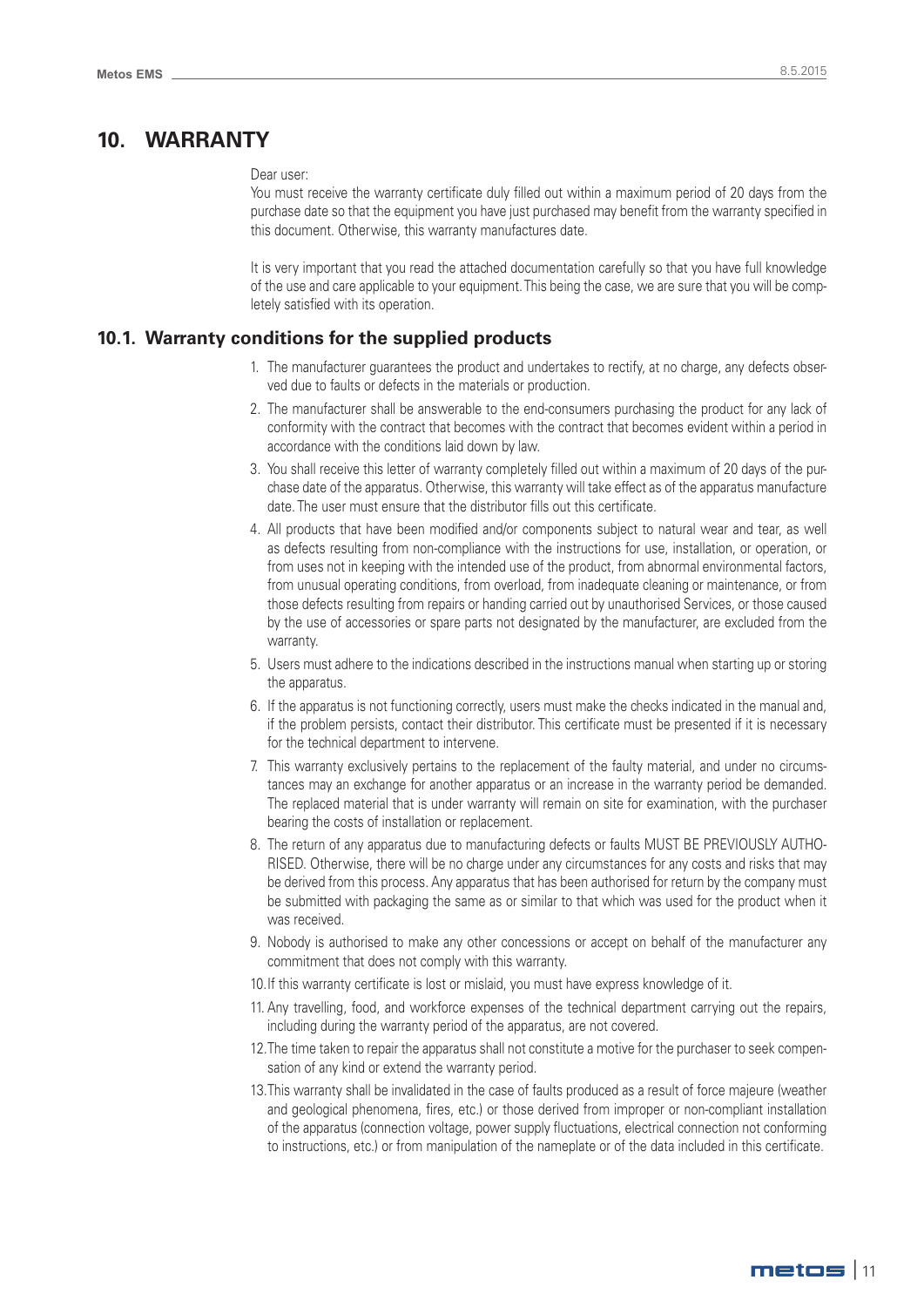# 10. WARRANTY

Dear user:
You must receive the warranty certificate duly filled out within a maximum period of 20 days from the purchase date so that the equipment you have just purchased may benefit from the warranty specified in this document. Otherwise, this warranty manufactures date.

It is very important that you read the attached documentation carefully so that you have full knowledge of the use and care applicable to your equipment. This being the case, we are sure that you will be completely satisfied with its operation.

## 10.1. Warranty conditions for the supplied products

1. The manufacturer guarantees the product and undertakes to rectify, at no charge, any defects observed due to faults or defects in the materials or production.
2. The manufacturer shall be answerable to the end-consumers purchasing the product for any lack of conformity with the contract that becomes with the contract that becomes evident within a period in accordance with the conditions laid down by law.
3. You shall receive this letter of warranty completely filled out within a maximum of 20 days of the purchase date of the apparatus. Otherwise, this warranty will take effect as of the apparatus manufacture date. The user must ensure that the distributor fills out this certificate.
4. All products that have been modified and/or components subject to natural wear and tear, as well as defects resulting from non-compliance with the instructions for use, installation, or operation, or from uses not in keeping with the intended use of the product, from abnormal environmental factors, from unusual operating conditions, from overload, from inadequate cleaning or maintenance, or from those defects resulting from repairs or handing carried out by unauthorised Services, or those caused by the use of accessories or spare parts not designated by the manufacturer, are excluded from the warranty.
5. Users must adhere to the indications described in the instructions manual when starting up or storing the apparatus.
6. If the apparatus is not functioning correctly, users must make the checks indicated in the manual and, if the problem persists, contact their distributor. This certificate must be presented if it is necessary for the technical department to intervene.
7. This warranty exclusively pertains to the replacement of the faulty material, and under no circumstances may an exchange for another apparatus or an increase in the warranty period be demanded. The replaced material that is under warranty will remain on site for examination, with the purchaser bearing the costs of installation or replacement.
8. The return of any apparatus due to manufacturing defects or faults MUST BE PREVIOUSLY AUTHORISED. Otherwise, there will be no charge under any circumstances for any costs and risks that may be derived from this process. Any apparatus that has been authorised for return by the company must be submitted with packaging the same as or similar to that which was used for the product when it was received.
9. Nobody is authorised to make any other concessions or accept on behalf of the manufacturer any commitment that does not comply with this warranty.
10. If this warranty certificate is lost or mislaid, you must have express knowledge of it.
11. Any travelling, food, and workforce expenses of the technical department carrying out the repairs, including during the warranty period of the apparatus, are not covered.
12. The time taken to repair the apparatus shall not constitute a motive for the purchaser to seek compensation of any kind or extend the warranty period.
13. This warranty shall be invalidated in the case of faults produced as a result of force majeure (weather and geological phenomena, fires, etc.) or those derived from improper or non-compliant installation of the apparatus (connection voltage, power supply fluctuations, electrical connection not conforming to instructions, etc.) or from manipulation of the nameplate or of the data included in this certificate.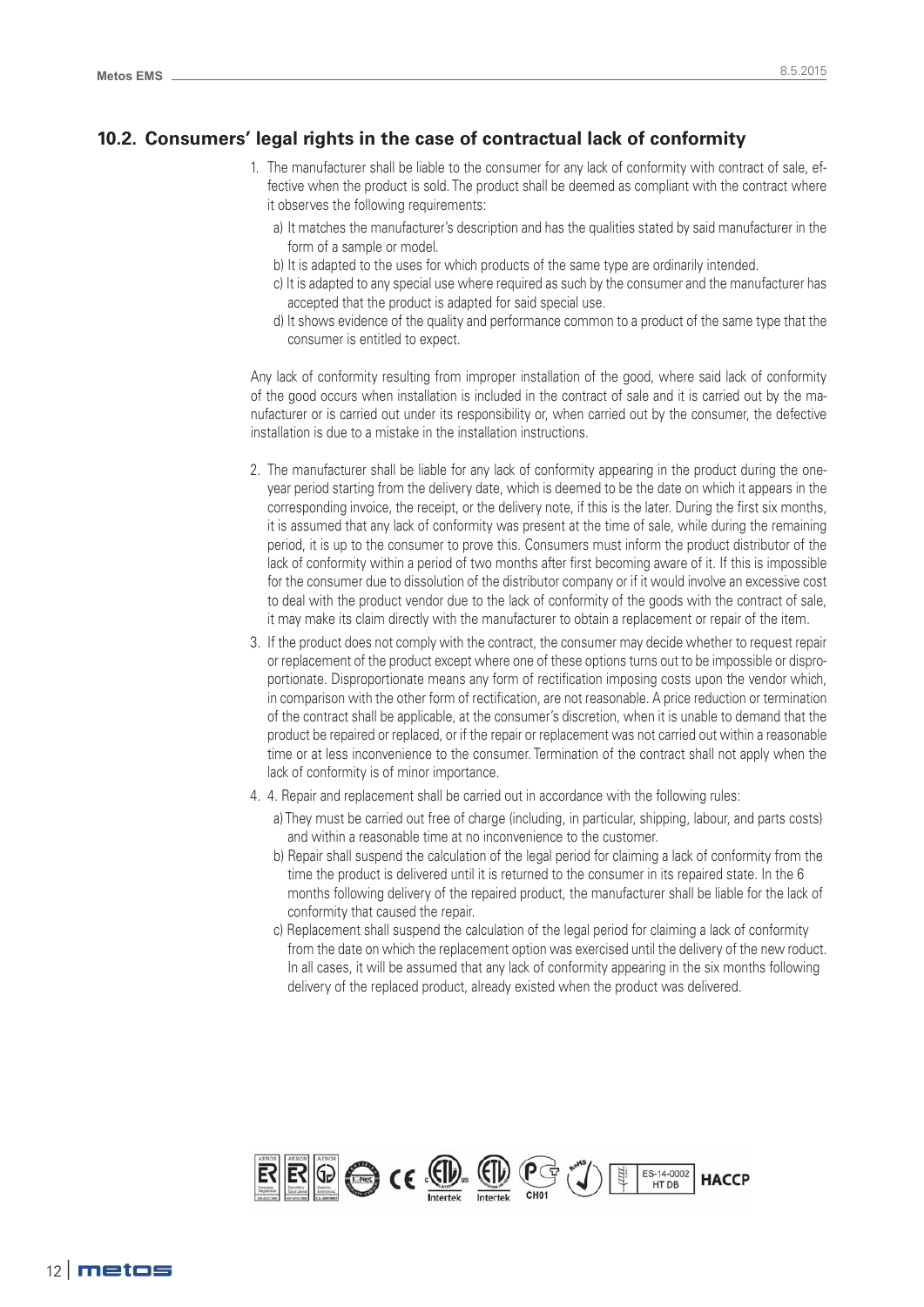## 10.2. Consumers' legal rights in the case of contractual lack of conformity

1. The manufacturer shall be liable to the consumer for any lack of conformity with contract of sale, effective when the product is sold. The product shall be deemed as compliant with the contract where it observes the following requirements:
   a) It matches the manufacturer's description and has the qualities stated by said manufacturer in the form of a sample or model.
   b) It is adapted to the uses for which products of the same type are ordinarily intended.
   c) It is adapted to any special use where required as such by the consumer and the manufacturer has accepted that the product is adapted for said special use.
   d) It shows evidence of the quality and performance common to a product of the same type that the consumer is entitled to expect.

   Any lack of conformity resulting from improper installation of the good, where said lack of conformity of the good occurs when installation is included in the contract of sale and it is carried out by the manufacturer or is carried out under its responsibility or, when carried out by the consumer, the defective installation is due to a mistake in the installation instructions.

2. The manufacturer shall be liable for any lack of conformity appearing in the product during the one-year period starting from the delivery date, which is deemed to be the date on which it appears in the corresponding invoice, the receipt, or the delivery note, if this is the later. During the first six months, it is assumed that any lack of conformity was present at the time of sale, while during the remaining period, it is up to the consumer to prove this. Consumers must inform the product distributor of the lack of conformity within a period of two months after first becoming aware of it. If this is impossible for the consumer due to dissolution of the distributor company or if it would involve an excessive cost to deal with the product vendor due to the lack of conformity of the goods with the contract of sale, it may make its claim directly with the manufacturer to obtain a replacement or repair of the item.
3. If the product does not comply with the contract, the consumer may decide whether to request repair or replacement of the product except where one of these options turns out to be impossible or disproportionate. Disproportionate means any form of rectification imposing costs upon the vendor which, in comparison with the other form of rectification, are not reasonable. A price reduction or termination of the contract shall be applicable, at the consumer's discretion, when it is unable to demand that the product be repaired or replaced, or if the repair or replacement was not carried out within a reasonable time or at less inconvenience to the consumer. Termination of the contract shall not apply when the lack of conformity is of minor importance.
4. 4. Repair and replacement shall be carried out in accordance with the following rules:
   a) They must be carried out free of charge (including, in particular, shipping, labour, and parts costs) and within a reasonable time at no inconvenience to the customer.
   b) Repair shall suspend the calculation of the legal period for claiming a lack of conformity from the time the product is delivered until it is returned to the consumer in its repaired state. In the 6 months following delivery of the repaired product, the manufacturer shall be liable for the lack of conformity that caused the repair.
   c) Replacement shall suspend the calculation of the legal period for claiming a lack of conformity from the date on which the replacement option was exercised until the delivery of the new roduct. In all cases, it will be assumed that any lack of conformity appearing in the six months following delivery of the replaced product, already existed when the product was delivered.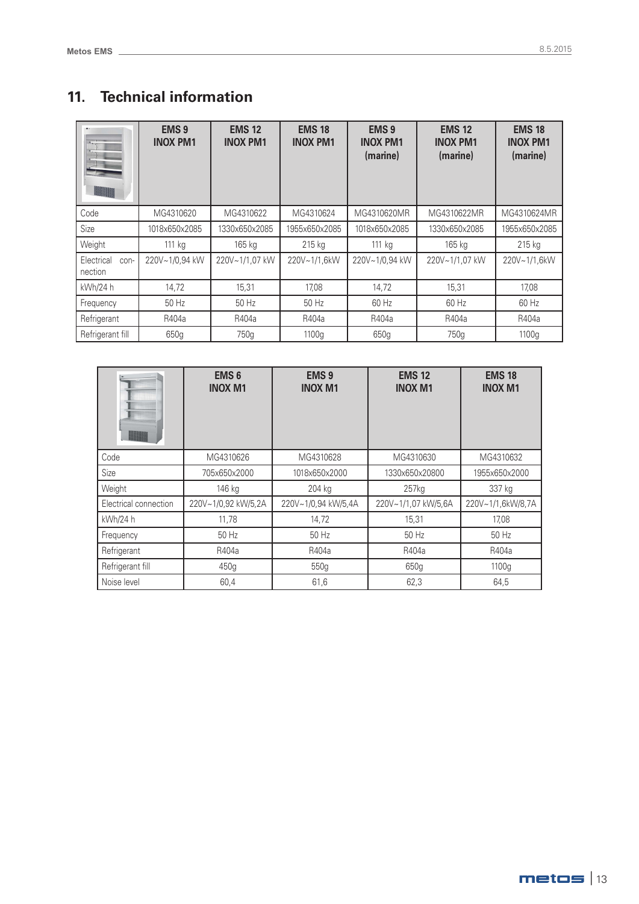## 11. Technical information

| | EMS 9 INOX PM1 | EMS 12 INOX PM1 | EMS 18 INOX PM1 | EMS 9 INOX PM1 (marine) | EMS 12 INOX PM1 (marine) | EMS 18 INOX PM1 (marine) |
|---|---|---|---|---|---|---|
| Code | MG4310620 | MG4310622 | MG4310624 | MG4310620MR | MG4310622MR | MG4310624MR |
| Size | 1018x650x2085 | 1330x650x2085 | 1955x650x2085 | 1018x650x2085 | 1330x650x2085 | 1955x650x2085 |
| Weight | 111 kg | 165 kg | 215 kg | 111 kg | 165 kg | 215 kg |
| Electrical connection | 220V~1/0,94 kW | 220V~1/1,07 kW | 220V~1/1,6kW | 220V~1/0,94 kW | 220V~1/1,07 kW | 220V~1/1,6kW |
| kWh/24 h | 14,72 | 15,31 | 17,08 | 14,72 | 15,31 | 17,08 |
| Frequency | 50 Hz | 50 Hz | 50 Hz | 60 Hz | 60 Hz | 60 Hz |
| Refrigerant | R404a | R404a | R404a | R404a | R404a | R404a |
| Refrigerant fill | 650g | 750g | 1100g | 650g | 750g | 1100g |

| | EMS 6 INOX M1 | EMS 9 INOX M1 | EMS 12 INOX M1 | EMS 18 INOX M1 |
|---|---|---|---|---|
| Code | MG4310626 | MG4310628 | MG4310630 | MG4310632 |
| Size | 705x650x2000 | 1018x650x2000 | 1330x650x20800 | 1955x650x2000 |
| Weight | 146 kg | 204 kg | 257kg | 337 kg |
| Electrical connection | 220V~1/0,92 kW/5,2A | 220V~1/0,94 kW/5,4A | 220V~1/1,07 kW/5,6A | 220V~1/1,6kW/8,7A |
| kWh/24 h | 11,78 | 14,72 | 15,31 | 17,08 |
| Frequency | 50 Hz | 50 Hz | 50 Hz | 50 Hz |
| Refrigerant | R404a | R404a | R404a | R404a |
| Refrigerant fill | 450g | 550g | 650g | 1100g |
| Noise level | 60,4 | 61,6 | 62,3 | 64,5 |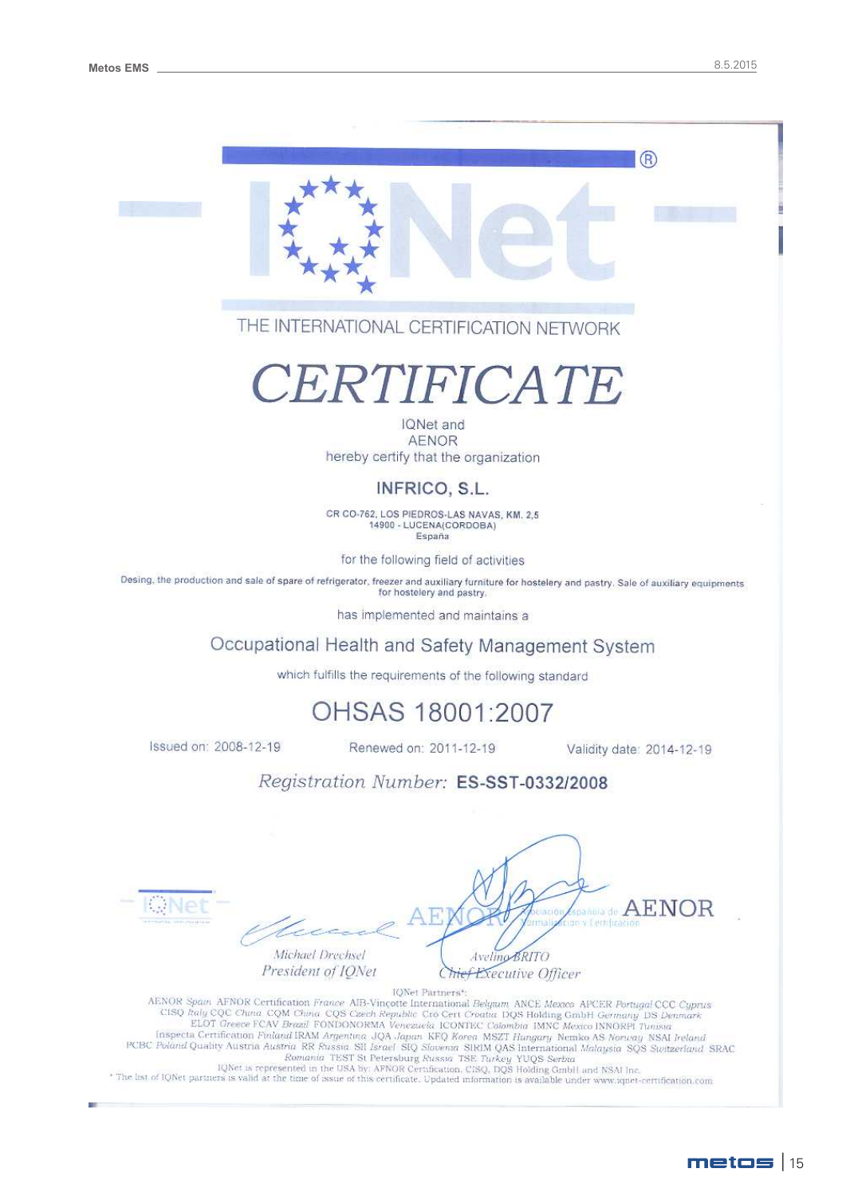IQNet®

THE INTERNATIONAL CERTIFICATION NETWORK

# CERTIFICATE

IQNet and
AENOR
hereby certify that the organization

**INFRICO, S.L.**

CR CO-762, LOS PIEDROS-LAS NAVAS, KM. 2,5
14900 - LUCENA(CORDOBA)
España

for the following field of activities

Desing, the production and sale of spare of refrigerator, freezer and auxiliary furniture for hostelery and pastry. Sale of auxiliary equipments for hostelery and pastry.

has implemented and maintains a

## Occupational Health and Safety Management System

which fulfills the requirements of the following standard

## OHSAS 18001:2007

Issued on: 2008-12-19 Renewed on: 2011-12-19 Validity date: 2014-12-19

*Registration Number:* **ES-SST-0332/2008**

AENOR Asociación Española de Normalización y Certificación

*Michael Drechsel*
*President of IQNet*

*Avelino BRITO*
*Chief Executive Officer*

IQNet Partners*:
AENOR *Spain* AFNOR Certification *France* AIB-Vinçotte International *Belgium* ANCE *Mexico* APCER *Portugal* CCC *Cyprus* CISQ *Italy* CQC *China* CQM *China* CQS *Czech Republic* Cro Cert *Croatia* DQS Holding GmbH *Germany* DS *Denmark* ELOT *Greece* FCAV *Brazil* FONDONORMA *Venezuela* ICONTEC *Colombia* IMNC *Mexico* INNORPI *Tunisia* Inspecta Certification *Finland* IRAM *Argentina* JQA *Japan* KFQ *Korea* MSZT *Hungary* Nemko AS *Norway* NSAI *Ireland* PCBC *Poland* Quality Austria *Austria* RR *Russia* SII *Israel* SIQ *Slovenia* SIRIM QAS International *Malaysia* SQS *Switzerland* SRAC *Romania* TEST St Petersburg *Russia* TSE *Turkey* YUQS *Serbia*
IQNet is represented in the USA by: AFNOR Certification, CISQ, DQS Holding GmbH and NSAI Inc.
* The list of IQNet partners is valid at the time of issue of this certificate. Updated information is available under www.iqnet-certification.com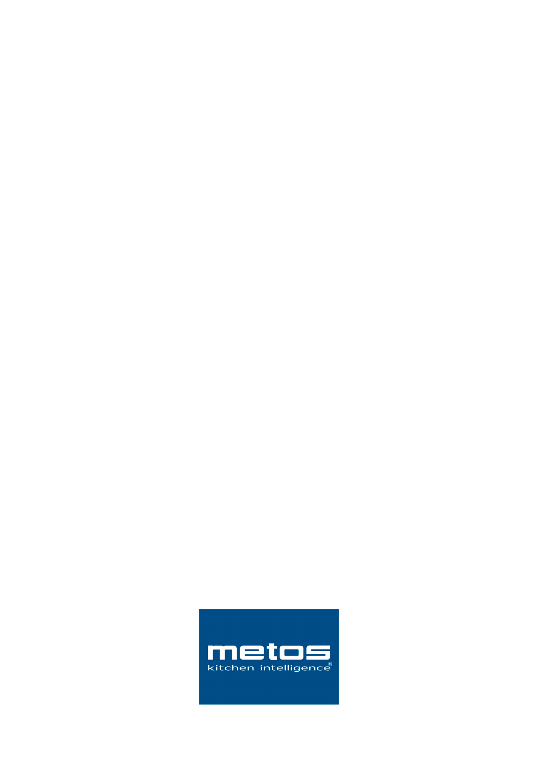metos

kitchen intelligence®